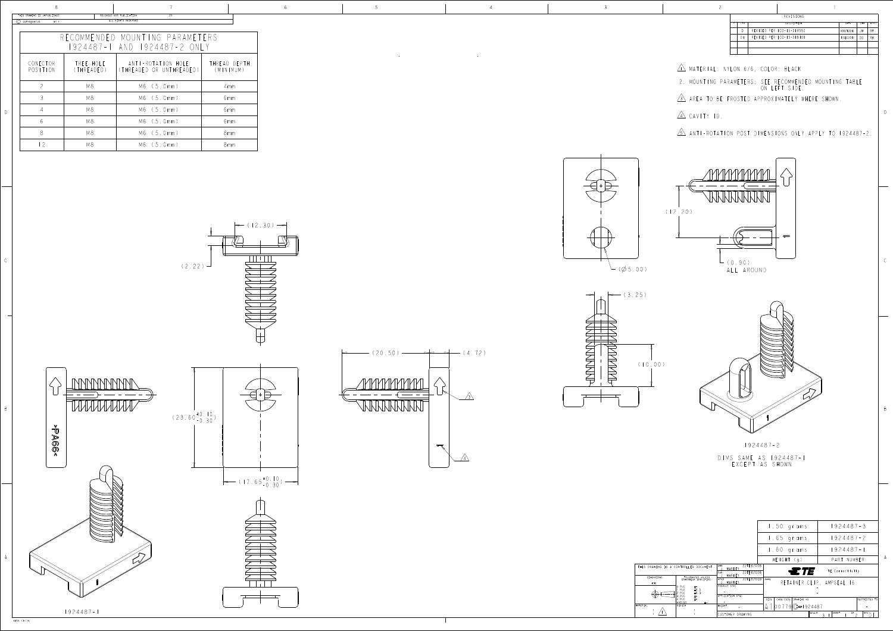THIS DRAWING IS UNPUBLISHED. © COPYRIGHT 20 BY -

RELEASED FOR PUBLICATION 20 ALL RIGHTS RESERVED.

| RECOMMENDED MOUNTING PARAMETERS 1924487-1 AND 1924487-2 ONLY | | | |
|---|---|---|---|
| CONECTOR POSITION | TREE HOLE (THREADED) | ANTI-ROTATION HOLE (THREADED OR UNTHREADED) | THREAD DEPTH (MINIMUM) |
| 2 | M8 | M6 (5.0mm) | 4mm |
| 3 | M8 | M6 (5.0mm) | 6mm |
| 4 | M8 | M6 (5.0mm) | 6mm |
| 6 | M8 | M6 (5.0mm) | 6mm |
| 8 | M8 | M6 (5.0mm) | 8mm |
| 12 | M8 | M6 (5.0mm) | 8mm |

| REVISIONS | | | | |
|---|---|---|---|---|
| LTR | DESCRIPTION | DATE | DWN | APVD |
| D | REVISED PER ECO-13-014592 | | JM | RB |
| D1 | REVISED PER ECO-13-018109 | | DD | RB |

1. MATERIAL: NYLON 6/6, COLOR: BLACK
2. MOUNTING PARAMETERS: SEE RECOMMENDED MOUNTING TABLE ON LEFT SIDE.
3. AREA TO BE FROSTED APPROXIMATELY WHERE SHOWN.
4. CAVITY ID.
5. ANTI-ROTATION POST DIMENSIONS ONLY APPLY TO 1924487-2.

(12.30) (2.22) (23.60 +0.10/-0.30) (17.65 +0.10/-0.30) (20.50) (4.72) (12.20) (Ø5.00) (0.90) ALL AROUND (3.25) (10.00)

>PA66<

1924487-1

1924487-2

DIMS SAME AS 1924487-1 EXCEPT AS SHOWN

| WEIGHT (g) | PART NUMBER |
|---|---|
| 1.50 grams | 1924487-3 |
| 1.65 grams | 1924487-2 |
| 1.60 grams | 1924487-1 |

THIS DRAWING IS A CONTROLLED DOCUMENT.

DIMENSIONS: mm

DWN MAREK 22FEB2008 CHK MAREK 22FEB2008 APVD MAREK 22FEB2008

TE Connectivity

RETAINER CLIP, AMPSEAL 16

SIZE A1 CAGE CODE 00779 DRAWING NO C-1924487

SCALE 3:1 SHEET 1 OF 2 REV D1

CUSTOMER DRAWING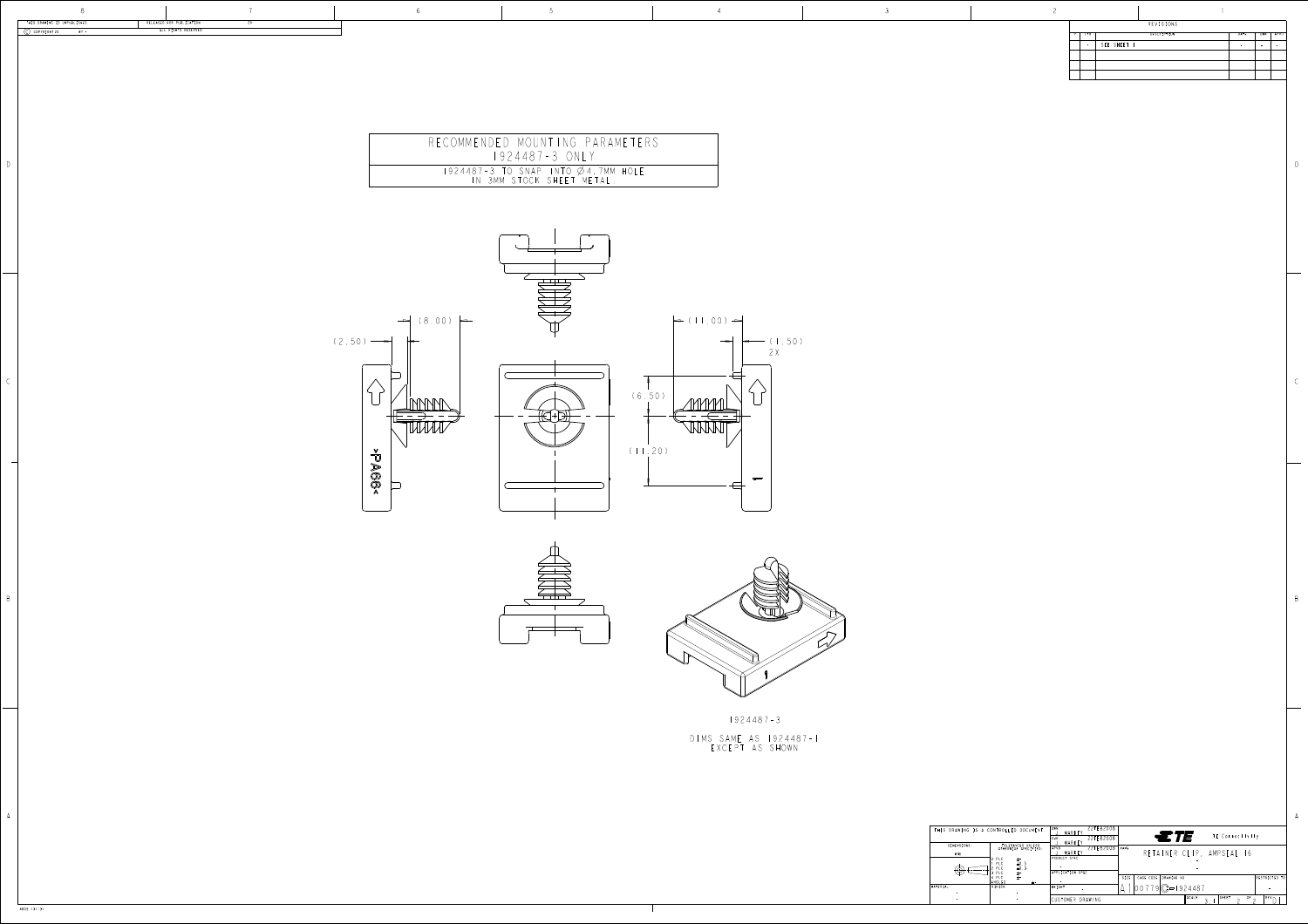THIS DRAWING IS UNPUBLISHED. © COPYRIGHT 20 BY - | RELEASED FOR PUBLICATION 20 ALL RIGHTS RESERVED.

| REVISIONS | | | | |
|---|---|---|---|---|
| LTR | DESCRIPTION | DATE | DWN | APVD |
| - | SEE SHEET 1 | - | - | - |

| RECOMMENDED MOUNTING PARAMETERS 1924487-3 ONLY |
|---|
| 1924487-3 TO SNAP INTO Ø4.7MM HOLE IN 3MM STOCK SHEET METAL |

(8.00)

(2.50)

(11.00)

(1.50) 2X

(6.50)

(11.20)

>PA66<

1924487-3

DIMS SAME AS 1924487-1 EXCEPT AS SHOWN

THIS DRAWING IS A CONTROLLED DOCUMENT.

DIMENSIONS: mm

TOLERANCES UNLESS OTHERWISE SPECIFIED:

MATERIAL: - 

FINISH: -

DWN J. MARKEL 22FEB2008

CHK J. MARKEL 22FEB2008

APVD J. MARKEL 22FEB2008

PRODUCT SPEC -

APPLICATION SPEC -

WEIGHT -

TE Connectivity

NAME: RETAINER CLIP, AMPSEAL 16

SIZE A1 | CAGE CODE 00779 | DRAWING NO C-1924487 | RESTRICTED TO -

CUSTOMER DRAWING | SCALE 3:1 | SHEET 2 OF 2 | REV D1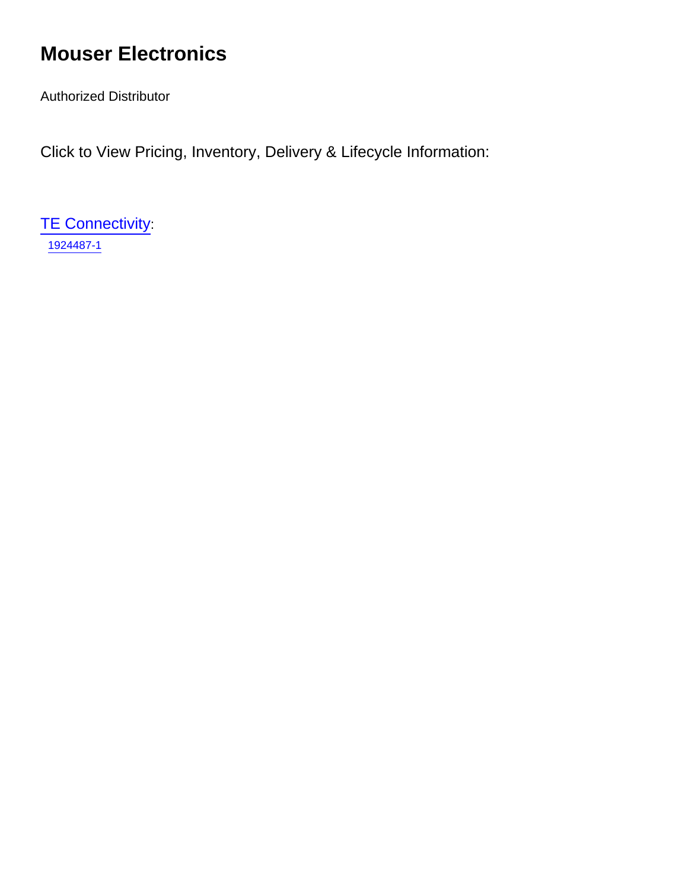# Mouser Electronics

Authorized Distributor

Click to View Pricing, Inventory, Delivery & Lifecycle Information:

TE Connectivity:

1924487-1